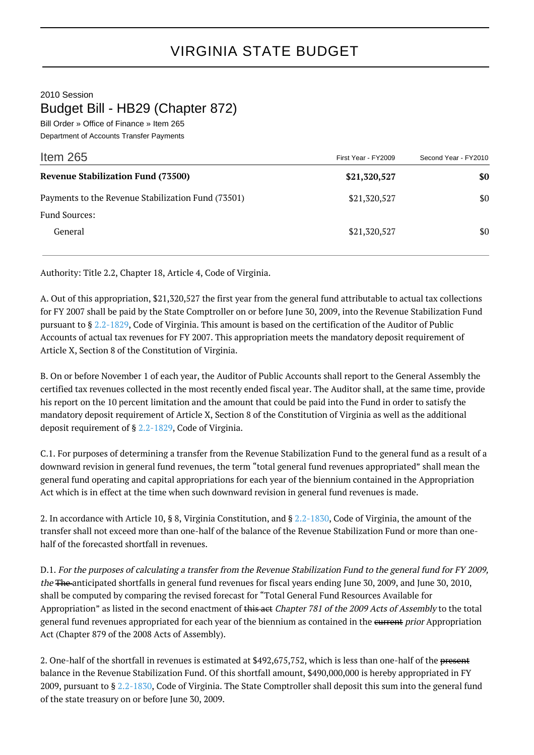# VIRGINIA STATE BUDGET

2010 Session

## Budget Bill - HB29 (Chapter 872)

Bill Order » Office of Finance » Item 265

Department of Accounts Transfer Payments

| Item 265 | First Year - FY2009 | Second Year - FY2010 |
|---|---|---|
| **Revenue Stabilization Fund (73500)** | **$21,320,527** | **$0** |
| Payments to the Revenue Stabilization Fund (73501) | $21,320,527 | $0 |
| Fund Sources: | | |
| General | $21,320,527 | $0 |

Authority: Title 2.2, Chapter 18, Article 4, Code of Virginia.

A. Out of this appropriation, $21,320,527 the first year from the general fund attributable to actual tax collections for FY 2007 shall be paid by the State Comptroller on or before June 30, 2009, into the Revenue Stabilization Fund pursuant to § 2.2-1829, Code of Virginia. This amount is based on the certification of the Auditor of Public Accounts of actual tax revenues for FY 2007. This appropriation meets the mandatory deposit requirement of Article X, Section 8 of the Constitution of Virginia.

B. On or before November 1 of each year, the Auditor of Public Accounts shall report to the General Assembly the certified tax revenues collected in the most recently ended fiscal year. The Auditor shall, at the same time, provide his report on the 10 percent limitation and the amount that could be paid into the Fund in order to satisfy the mandatory deposit requirement of Article X, Section 8 of the Constitution of Virginia as well as the additional deposit requirement of § 2.2-1829, Code of Virginia.

C.1. For purposes of determining a transfer from the Revenue Stabilization Fund to the general fund as a result of a downward revision in general fund revenues, the term "total general fund revenues appropriated" shall mean the general fund operating and capital appropriations for each year of the biennium contained in the Appropriation Act which is in effect at the time when such downward revision in general fund revenues is made.

2. In accordance with Article 10, § 8, Virginia Constitution, and § 2.2-1830, Code of Virginia, the amount of the transfer shall not exceed more than one-half of the balance of the Revenue Stabilization Fund or more than one-half of the forecasted shortfall in revenues.

D.1. *For the purposes of calculating a transfer from the Revenue Stabilization Fund to the general fund for FY 2009, the* ~~The~~ anticipated shortfalls in general fund revenues for fiscal years ending June 30, 2009, and June 30, 2010, shall be computed by comparing the revised forecast for "Total General Fund Resources Available for Appropriation" as listed in the second enactment of ~~this act~~ *Chapter 781 of the 2009 Acts of Assembly* to the total general fund revenues appropriated for each year of the biennium as contained in the ~~current~~ *prior* Appropriation Act (Chapter 879 of the 2008 Acts of Assembly).

2. One-half of the shortfall in revenues is estimated at $492,675,752, which is less than one-half of the ~~present~~ balance in the Revenue Stabilization Fund. Of this shortfall amount, $490,000,000 is hereby appropriated in FY 2009, pursuant to § 2.2-1830, Code of Virginia. The State Comptroller shall deposit this sum into the general fund of the state treasury on or before June 30, 2009.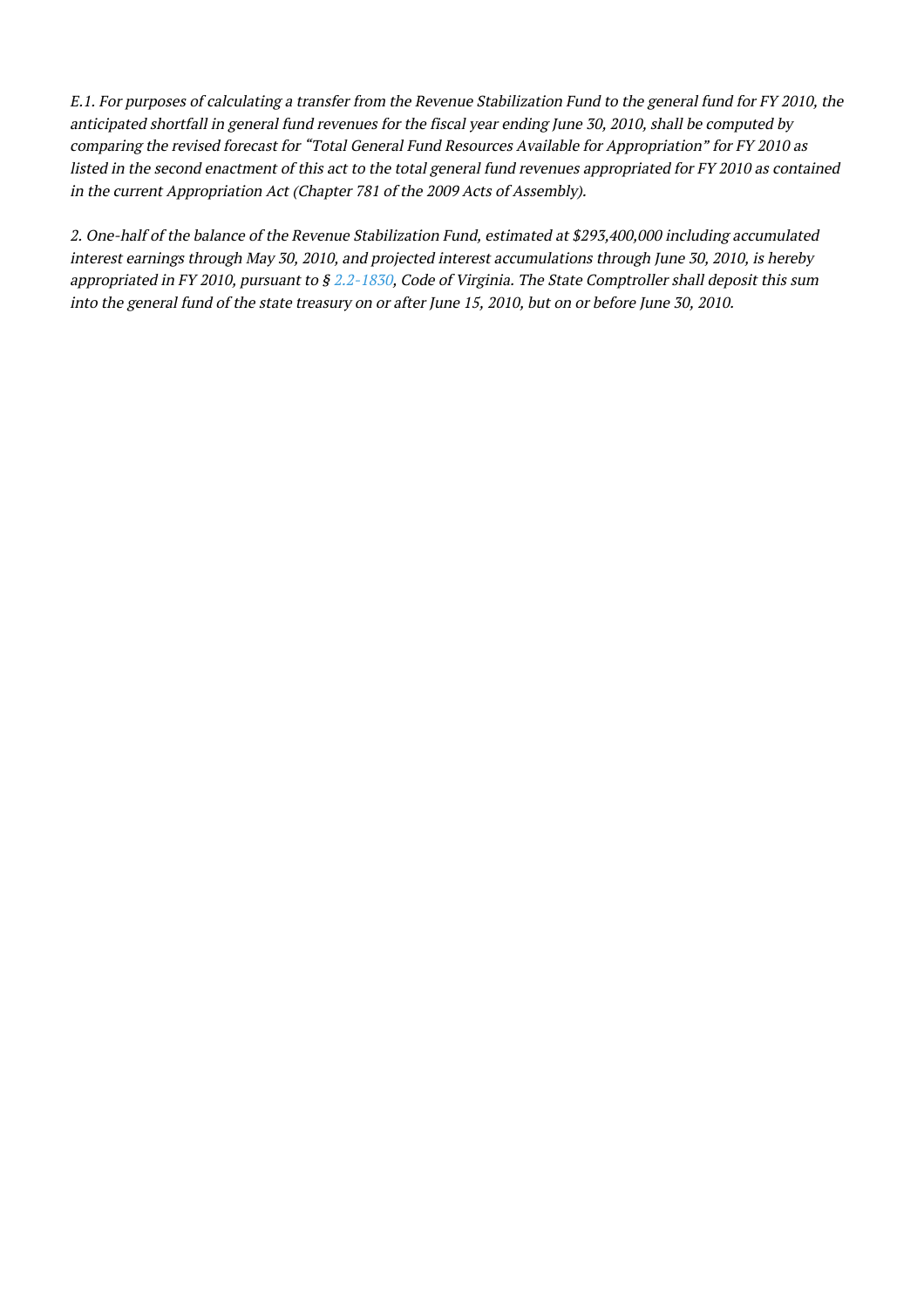*E.1. For purposes of calculating a transfer from the Revenue Stabilization Fund to the general fund for FY 2010, the anticipated shortfall in general fund revenues for the fiscal year ending June 30, 2010, shall be computed by comparing the revised forecast for "Total General Fund Resources Available for Appropriation" for FY 2010 as listed in the second enactment of this act to the total general fund revenues appropriated for FY 2010 as contained in the current Appropriation Act (Chapter 781 of the 2009 Acts of Assembly).*

*2. One-half of the balance of the Revenue Stabilization Fund, estimated at $293,400,000 including accumulated interest earnings through May 30, 2010, and projected interest accumulations through June 30, 2010, is hereby appropriated in FY 2010, pursuant to § 2.2-1830, Code of Virginia. The State Comptroller shall deposit this sum into the general fund of the state treasury on or after June 15, 2010, but on or before June 30, 2010.*